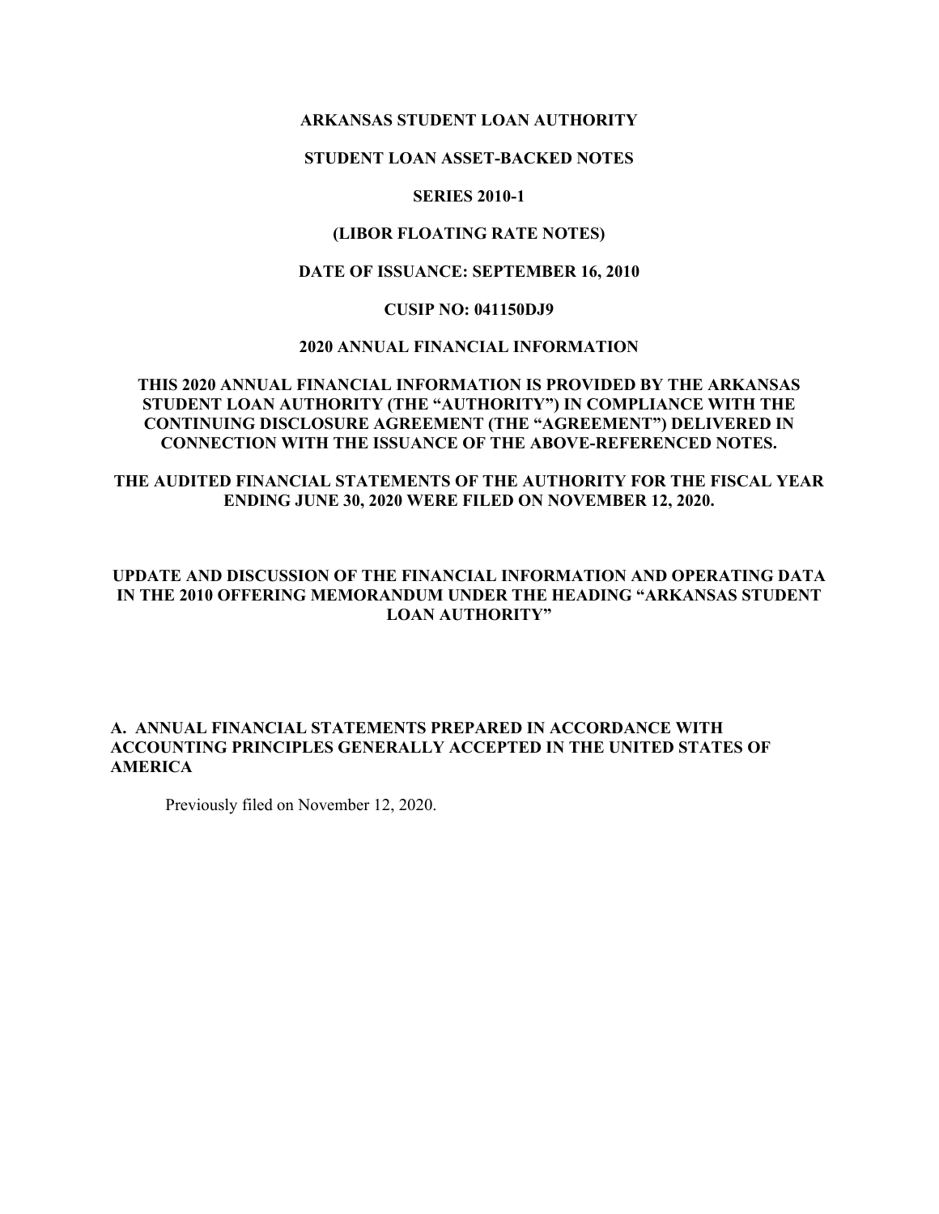**ARKANSAS STUDENT LOAN AUTHORITY**

**STUDENT LOAN ASSET-BACKED NOTES**

**SERIES 2010-1**

**(LIBOR FLOATING RATE NOTES)**

**DATE OF ISSUANCE: SEPTEMBER 16, 2010**

**CUSIP NO: 041150DJ9**

**2020 ANNUAL FINANCIAL INFORMATION**

**THIS 2020 ANNUAL FINANCIAL INFORMATION IS PROVIDED BY THE ARKANSAS STUDENT LOAN AUTHORITY (THE "AUTHORITY") IN COMPLIANCE WITH THE CONTINUING DISCLOSURE AGREEMENT (THE "AGREEMENT") DELIVERED IN CONNECTION WITH THE ISSUANCE OF THE ABOVE-REFERENCED NOTES.**

**THE AUDITED FINANCIAL STATEMENTS OF THE AUTHORITY FOR THE FISCAL YEAR ENDING JUNE 30, 2020 WERE FILED ON NOVEMBER 12, 2020.**

**UPDATE AND DISCUSSION OF THE FINANCIAL INFORMATION AND OPERATING DATA IN THE 2010 OFFERING MEMORANDUM UNDER THE HEADING "ARKANSAS STUDENT LOAN AUTHORITY"**

## A. ANNUAL FINANCIAL STATEMENTS PREPARED IN ACCORDANCE WITH ACCOUNTING PRINCIPLES GENERALLY ACCEPTED IN THE UNITED STATES OF AMERICA

Previously filed on November 12, 2020.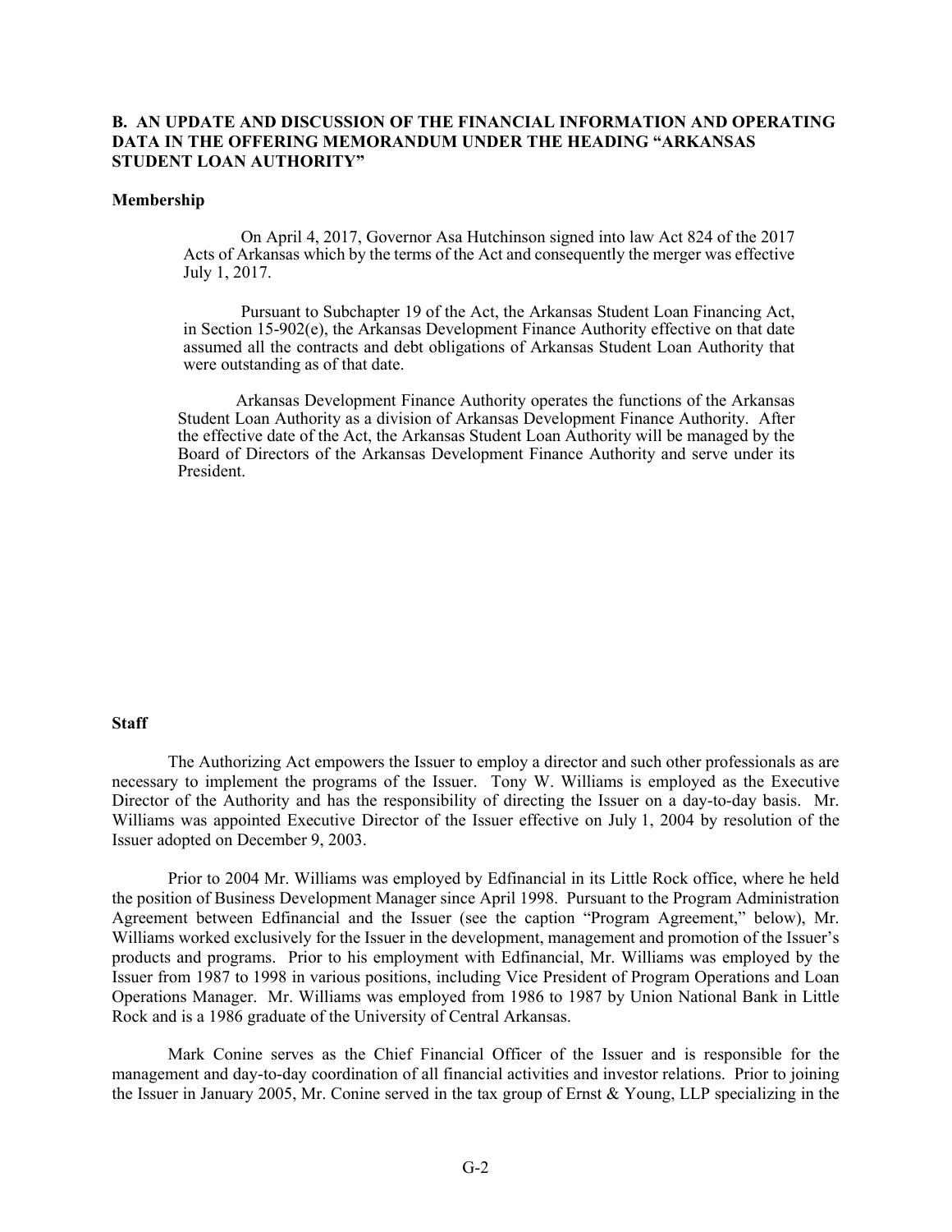## B. AN UPDATE AND DISCUSSION OF THE FINANCIAL INFORMATION AND OPERATING DATA IN THE OFFERING MEMORANDUM UNDER THE HEADING "ARKANSAS STUDENT LOAN AUTHORITY"

### Membership

On April 4, 2017, Governor Asa Hutchinson signed into law Act 824 of the 2017 Acts of Arkansas which by the terms of the Act and consequently the merger was effective July 1, 2017.

Pursuant to Subchapter 19 of the Act, the Arkansas Student Loan Financing Act, in Section 15-902(e), the Arkansas Development Finance Authority effective on that date assumed all the contracts and debt obligations of Arkansas Student Loan Authority that were outstanding as of that date.

Arkansas Development Finance Authority operates the functions of the Arkansas Student Loan Authority as a division of Arkansas Development Finance Authority. After the effective date of the Act, the Arkansas Student Loan Authority will be managed by the Board of Directors of the Arkansas Development Finance Authority and serve under its President.

### Staff

The Authorizing Act empowers the Issuer to employ a director and such other professionals as are necessary to implement the programs of the Issuer. Tony W. Williams is employed as the Executive Director of the Authority and has the responsibility of directing the Issuer on a day-to-day basis. Mr. Williams was appointed Executive Director of the Issuer effective on July 1, 2004 by resolution of the Issuer adopted on December 9, 2003.

Prior to 2004 Mr. Williams was employed by Edfinancial in its Little Rock office, where he held the position of Business Development Manager since April 1998. Pursuant to the Program Administration Agreement between Edfinancial and the Issuer (see the caption "Program Agreement," below), Mr. Williams worked exclusively for the Issuer in the development, management and promotion of the Issuer's products and programs. Prior to his employment with Edfinancial, Mr. Williams was employed by the Issuer from 1987 to 1998 in various positions, including Vice President of Program Operations and Loan Operations Manager. Mr. Williams was employed from 1986 to 1987 by Union National Bank in Little Rock and is a 1986 graduate of the University of Central Arkansas.

Mark Conine serves as the Chief Financial Officer of the Issuer and is responsible for the management and day-to-day coordination of all financial activities and investor relations. Prior to joining the Issuer in January 2005, Mr. Conine served in the tax group of Ernst & Young, LLP specializing in the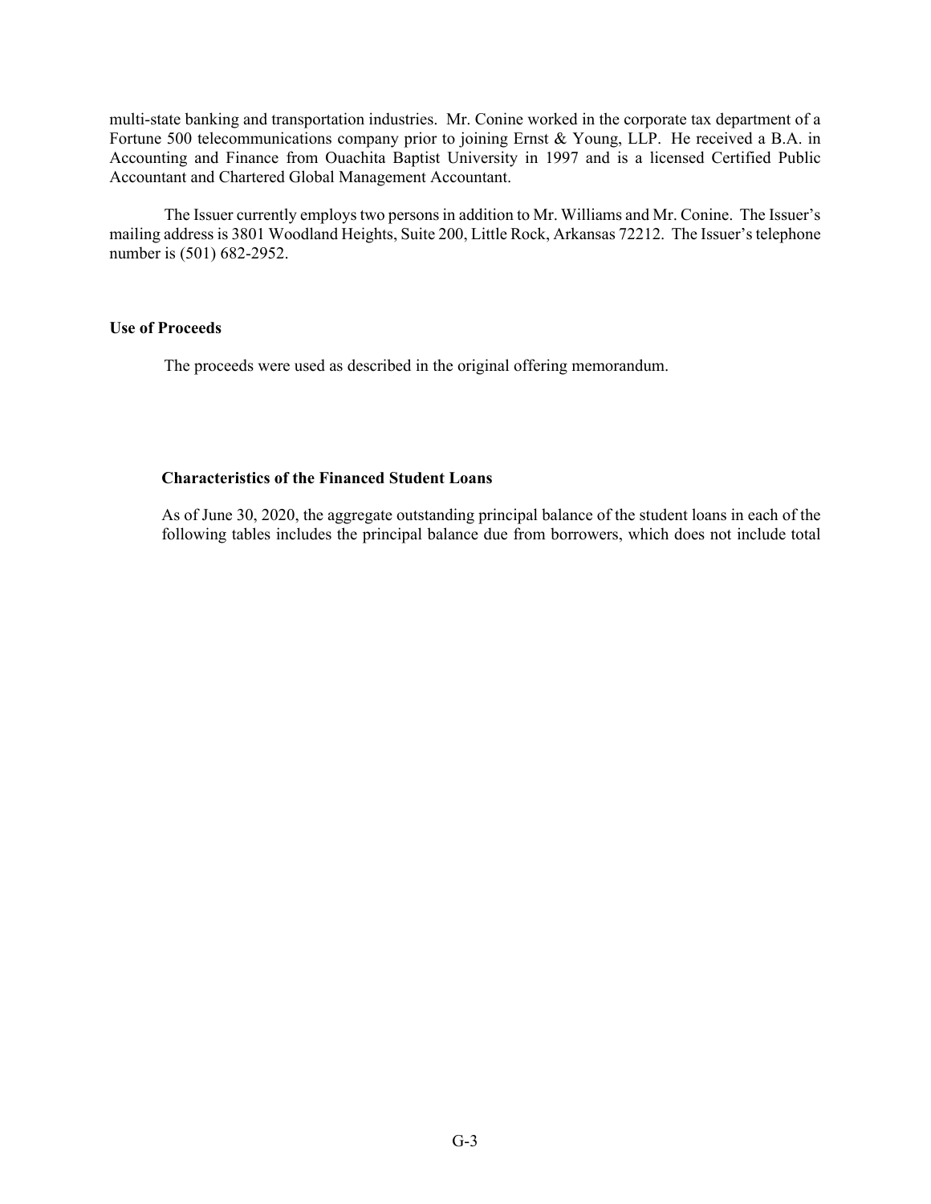multi-state banking and transportation industries. Mr. Conine worked in the corporate tax department of a Fortune 500 telecommunications company prior to joining Ernst & Young, LLP. He received a B.A. in Accounting and Finance from Ouachita Baptist University in 1997 and is a licensed Certified Public Accountant and Chartered Global Management Accountant.

The Issuer currently employs two persons in addition to Mr. Williams and Mr. Conine. The Issuer's mailing address is 3801 Woodland Heights, Suite 200, Little Rock, Arkansas 72212. The Issuer's telephone number is (501) 682-2952.

**Use of Proceeds**

The proceeds were used as described in the original offering memorandum.

**Characteristics of the Financed Student Loans**

As of June 30, 2020, the aggregate outstanding principal balance of the student loans in each of the following tables includes the principal balance due from borrowers, which does not include total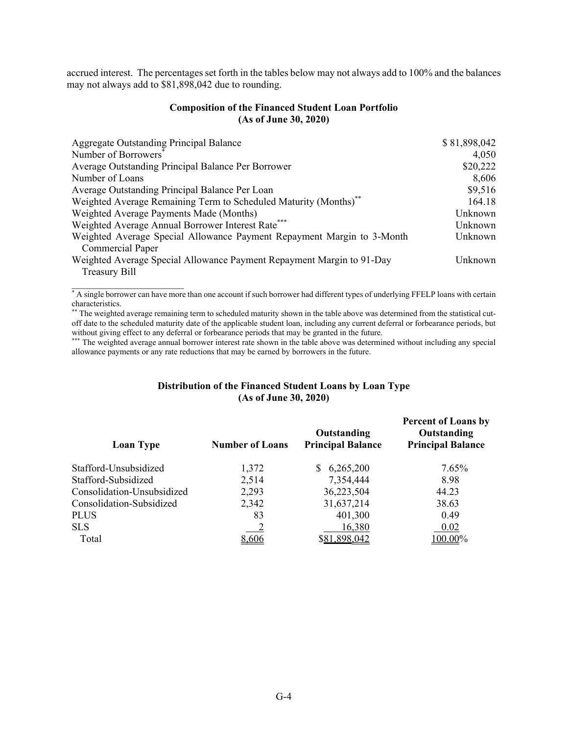accrued interest. The percentages set forth in the tables below may not always add to 100% and the balances may not always add to $81,898,042 due to rounding.

**Composition of the Financed Student Loan Portfolio**
**(As of June 30, 2020)**

| | |
|---|---|
| Aggregate Outstanding Principal Balance | $ 81,898,042 |
| Number of Borrowers* | 4,050 |
| Average Outstanding Principal Balance Per Borrower | $20,222 |
| Number of Loans | 8,606 |
| Average Outstanding Principal Balance Per Loan | $9,516 |
| Weighted Average Remaining Term to Scheduled Maturity (Months)** | 164.18 |
| Weighted Average Payments Made (Months) | Unknown |
| Weighted Average Annual Borrower Interest Rate*** | Unknown |
| Weighted Average Special Allowance Payment Repayment Margin to 3-Month Commercial Paper | Unknown |
| Weighted Average Special Allowance Payment Repayment Margin to 91-Day Treasury Bill | Unknown |

* A single borrower can have more than one account if such borrower had different types of underlying FFELP loans with certain characteristics.

** The weighted average remaining term to scheduled maturity shown in the table above was determined from the statistical cut-off date to the scheduled maturity date of the applicable student loan, including any current deferral or forbearance periods, but without giving effect to any deferral or forbearance periods that may be granted in the future.

*** The weighted average annual borrower interest rate shown in the table above was determined without including any special allowance payments or any rate reductions that may be earned by borrowers in the future.

**Distribution of the Financed Student Loans by Loan Type**
**(As of June 30, 2020)**

| Loan Type | Number of Loans | Outstanding Principal Balance | Percent of Loans by Outstanding Principal Balance |
|---|---|---|---|
| Stafford-Unsubsidized | 1,372 | $ 6,265,200 | 7.65% |
| Stafford-Subsidized | 2,514 | 7,354,444 | 8.98 |
| Consolidation-Unsubsidized | 2,293 | 36,223,504 | 44.23 |
| Consolidation-Subsidized | 2,342 | 31,637,214 | 38.63 |
| PLUS | 83 | 401,300 | 0.49 |
| SLS | 2 | 16,380 | 0.02 |
| Total | 8,606 | $81,898,042 | 100.00% |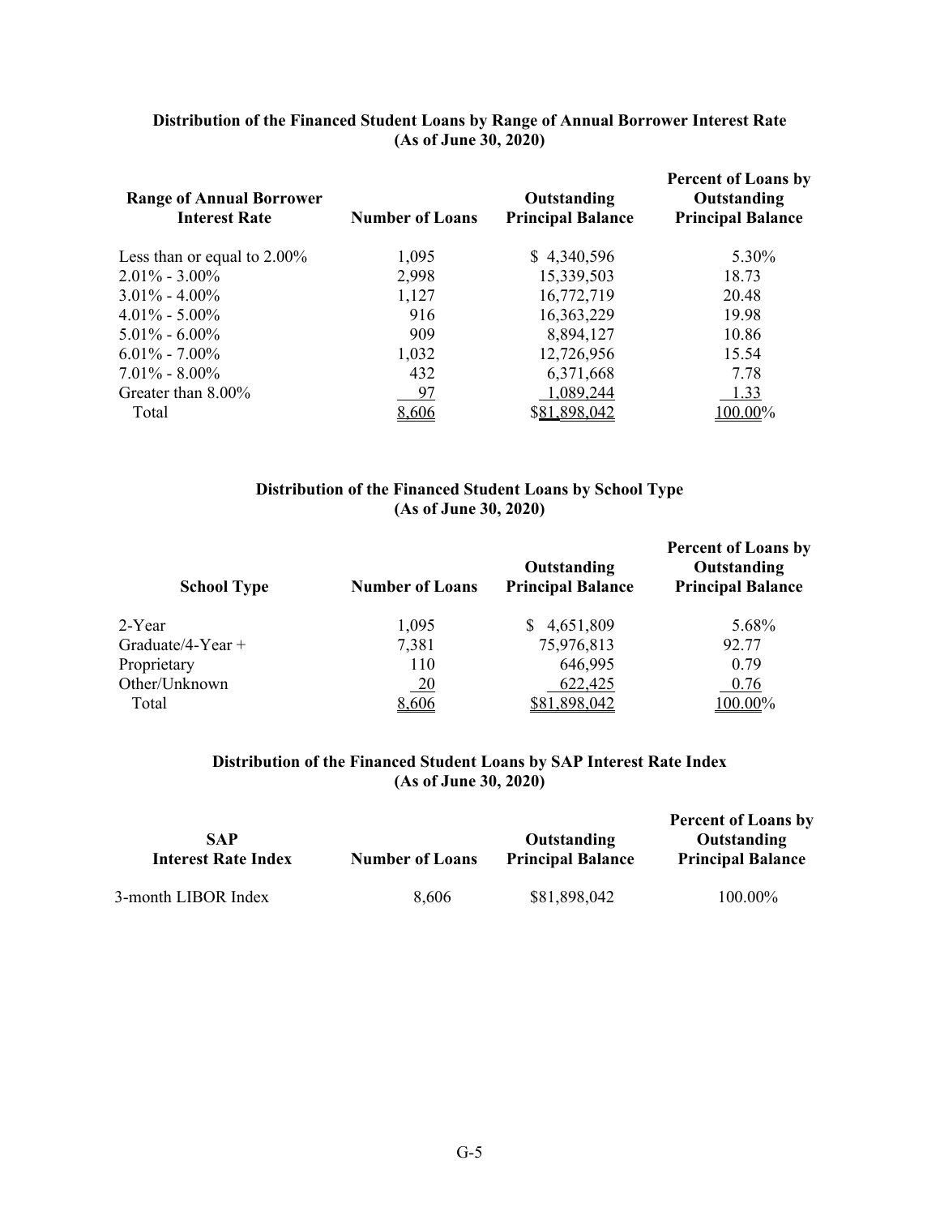**Distribution of the Financed Student Loans by Range of Annual Borrower Interest Rate**
**(As of June 30, 2020)**

| Range of Annual Borrower Interest Rate | Number of Loans | Outstanding Principal Balance | Percent of Loans by Outstanding Principal Balance |
|---|---|---|---|
| Less than or equal to 2.00% | 1,095 | $ 4,340,596 | 5.30% |
| 2.01% - 3.00% | 2,998 | 15,339,503 | 18.73 |
| 3.01% - 4.00% | 1,127 | 16,772,719 | 20.48 |
| 4.01% - 5.00% | 916 | 16,363,229 | 19.98 |
| 5.01% - 6.00% | 909 | 8,894,127 | 10.86 |
| 6.01% - 7.00% | 1,032 | 12,726,956 | 15.54 |
| 7.01% - 8.00% | 432 | 6,371,668 | 7.78 |
| Greater than 8.00% | 97 | 1,089,244 | 1.33 |
| Total | 8,606 | $81,898,042 | 100.00% |

**Distribution of the Financed Student Loans by School Type**
**(As of June 30, 2020)**

| School Type | Number of Loans | Outstanding Principal Balance | Percent of Loans by Outstanding Principal Balance |
|---|---|---|---|
| 2-Year | 1,095 | $ 4,651,809 | 5.68% |
| Graduate/4-Year + | 7,381 | 75,976,813 | 92.77 |
| Proprietary | 110 | 646,995 | 0.79 |
| Other/Unknown | 20 | 622,425 | 0.76 |
| Total | 8,606 | $81,898,042 | 100.00% |

**Distribution of the Financed Student Loans by SAP Interest Rate Index**
**(As of June 30, 2020)**

| SAP Interest Rate Index | Number of Loans | Outstanding Principal Balance | Percent of Loans by Outstanding Principal Balance |
|---|---|---|---|
| 3-month LIBOR Index | 8,606 | $81,898,042 | 100.00% |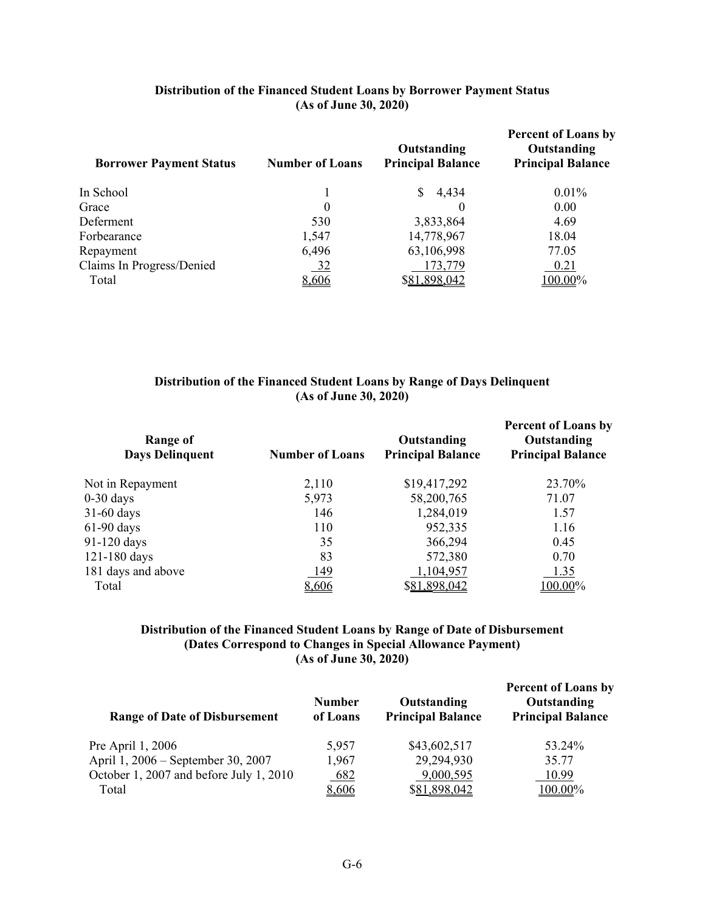**Distribution of the Financed Student Loans by Borrower Payment Status**
**(As of June 30, 2020)**

| Borrower Payment Status | Number of Loans | Outstanding Principal Balance | Percent of Loans by Outstanding Principal Balance |
|---|---|---|---|
| In School | 1 | $ 4,434 | 0.01% |
| Grace | 0 | 0 | 0.00 |
| Deferment | 530 | 3,833,864 | 4.69 |
| Forbearance | 1,547 | 14,778,967 | 18.04 |
| Repayment | 6,496 | 63,106,998 | 77.05 |
| Claims In Progress/Denied | 32 | 173,779 | 0.21 |
| Total | 8,606 | $81,898,042 | 100.00% |

**Distribution of the Financed Student Loans by Range of Days Delinquent**
**(As of June 30, 2020)**

| Range of Days Delinquent | Number of Loans | Outstanding Principal Balance | Percent of Loans by Outstanding Principal Balance |
|---|---|---|---|
| Not in Repayment | 2,110 | $19,417,292 | 23.70% |
| 0-30 days | 5,973 | 58,200,765 | 71.07 |
| 31-60 days | 146 | 1,284,019 | 1.57 |
| 61-90 days | 110 | 952,335 | 1.16 |
| 91-120 days | 35 | 366,294 | 0.45 |
| 121-180 days | 83 | 572,380 | 0.70 |
| 181 days and above | 149 | 1,104,957 | 1.35 |
| Total | 8,606 | $81,898,042 | 100.00% |

**Distribution of the Financed Student Loans by Range of Date of Disbursement**
**(Dates Correspond to Changes in Special Allowance Payment)**
**(As of June 30, 2020)**

| Range of Date of Disbursement | Number of Loans | Outstanding Principal Balance | Percent of Loans by Outstanding Principal Balance |
|---|---|---|---|
| Pre April 1, 2006 | 5,957 | $43,602,517 | 53.24% |
| April 1, 2006 – September 30, 2007 | 1,967 | 29,294,930 | 35.77 |
| October 1, 2007 and before July 1, 2010 | 682 | 9,000,595 | 10.99 |
| Total | 8,606 | $81,898,042 | 100.00% |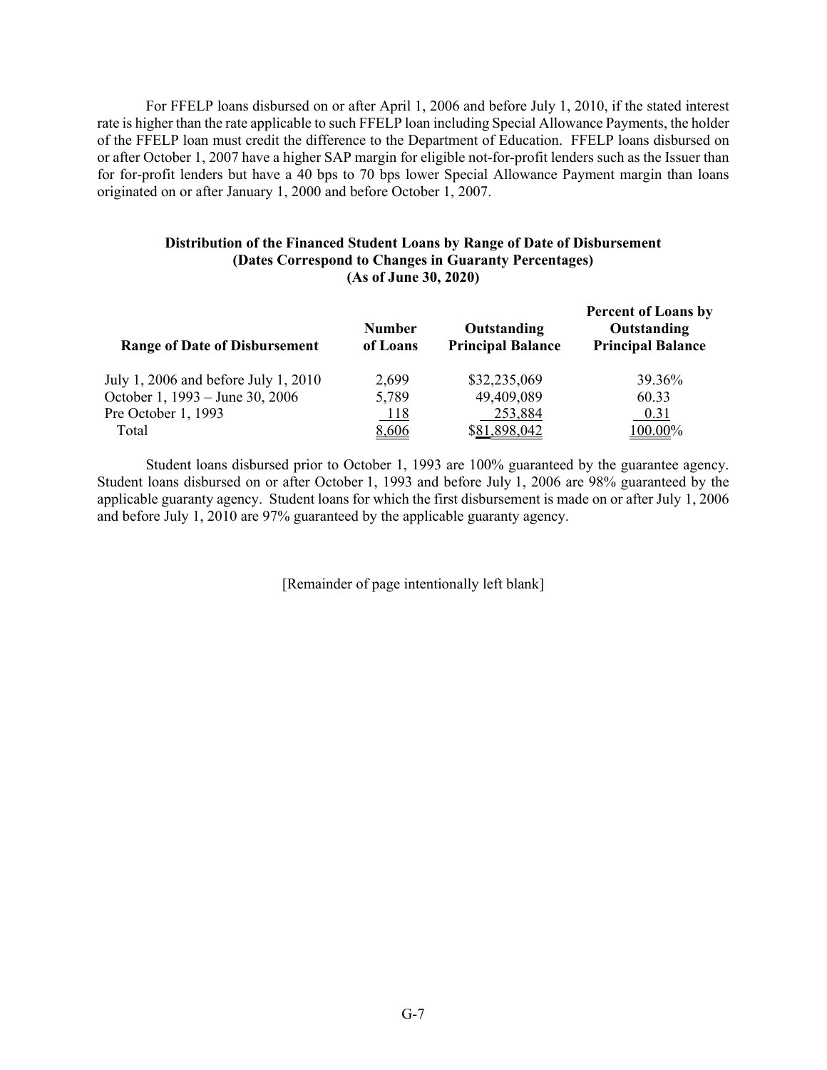For FFELP loans disbursed on or after April 1, 2006 and before July 1, 2010, if the stated interest rate is higher than the rate applicable to such FFELP loan including Special Allowance Payments, the holder of the FFELP loan must credit the difference to the Department of Education. FFELP loans disbursed on or after October 1, 2007 have a higher SAP margin for eligible not-for-profit lenders such as the Issuer than for for-profit lenders but have a 40 bps to 70 bps lower Special Allowance Payment margin than loans originated on or after January 1, 2000 and before October 1, 2007.

**Distribution of the Financed Student Loans by Range of Date of Disbursement**
**(Dates Correspond to Changes in Guaranty Percentages)**
**(As of June 30, 2020)**

| Range of Date of Disbursement | Number of Loans | Outstanding Principal Balance | Percent of Loans by Outstanding Principal Balance |
|---|---|---|---|
| July 1, 2006 and before July 1, 2010 | 2,699 | $32,235,069 | 39.36% |
| October 1, 1993 – June 30, 2006 | 5,789 | 49,409,089 | 60.33 |
| Pre October 1, 1993 | 118 | 253,884 | 0.31 |
| Total | 8,606 | $81,898,042 | 100.00% |

Student loans disbursed prior to October 1, 1993 are 100% guaranteed by the guarantee agency. Student loans disbursed on or after October 1, 1993 and before July 1, 2006 are 98% guaranteed by the applicable guaranty agency. Student loans for which the first disbursement is made on or after July 1, 2006 and before July 1, 2010 are 97% guaranteed by the applicable guaranty agency.

[Remainder of page intentionally left blank]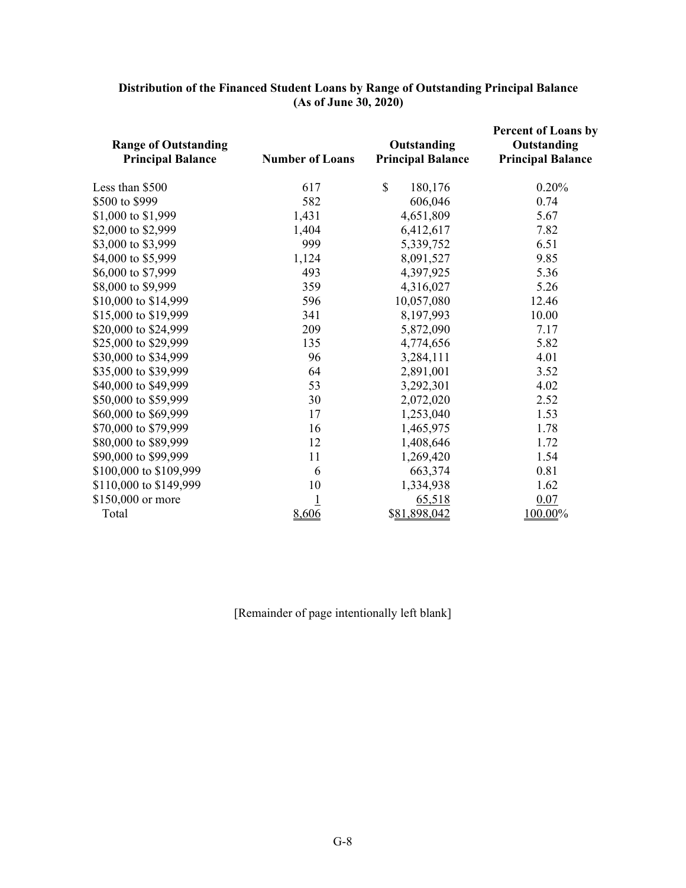**Distribution of the Financed Student Loans by Range of Outstanding Principal Balance (As of June 30, 2020)**

| Range of Outstanding Principal Balance | Number of Loans | Outstanding Principal Balance | Percent of Loans by Outstanding Principal Balance |
|---|---|---|---|
| Less than $500 | 617 | $ 180,176 | 0.20% |
| $500 to $999 | 582 | 606,046 | 0.74 |
| $1,000 to $1,999 | 1,431 | 4,651,809 | 5.67 |
| $2,000 to $2,999 | 1,404 | 6,412,617 | 7.82 |
| $3,000 to $3,999 | 999 | 5,339,752 | 6.51 |
| $4,000 to $5,999 | 1,124 | 8,091,527 | 9.85 |
| $6,000 to $7,999 | 493 | 4,397,925 | 5.36 |
| $8,000 to $9,999 | 359 | 4,316,027 | 5.26 |
| $10,000 to $14,999 | 596 | 10,057,080 | 12.46 |
| $15,000 to $19,999 | 341 | 8,197,993 | 10.00 |
| $20,000 to $24,999 | 209 | 5,872,090 | 7.17 |
| $25,000 to $29,999 | 135 | 4,774,656 | 5.82 |
| $30,000 to $34,999 | 96 | 3,284,111 | 4.01 |
| $35,000 to $39,999 | 64 | 2,891,001 | 3.52 |
| $40,000 to $49,999 | 53 | 3,292,301 | 4.02 |
| $50,000 to $59,999 | 30 | 2,072,020 | 2.52 |
| $60,000 to $69,999 | 17 | 1,253,040 | 1.53 |
| $70,000 to $79,999 | 16 | 1,465,975 | 1.78 |
| $80,000 to $89,999 | 12 | 1,408,646 | 1.72 |
| $90,000 to $99,999 | 11 | 1,269,420 | 1.54 |
| $100,000 to $109,999 | 6 | 663,374 | 0.81 |
| $110,000 to $149,999 | 10 | 1,334,938 | 1.62 |
| $150,000 or more | 1 | 65,518 | 0.07 |
| Total | 8,606 | $81,898,042 | 100.00% |

[Remainder of page intentionally left blank]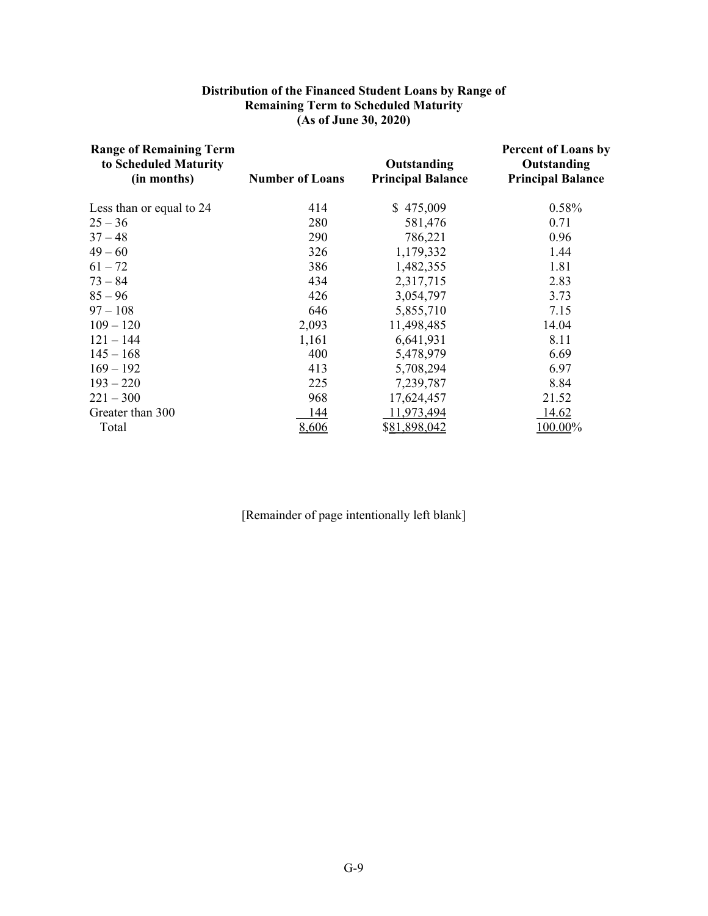### Distribution of the Financed Student Loans by Range of Remaining Term to Scheduled Maturity (As of June 30, 2020)

| Range of Remaining Term to Scheduled Maturity (in months) | Number of Loans | Outstanding Principal Balance | Percent of Loans by Outstanding Principal Balance |
|---|---|---|---|
| Less than or equal to 24 | 414 | $ 475,009 | 0.58% |
| 25 – 36 | 280 | 581,476 | 0.71 |
| 37 – 48 | 290 | 786,221 | 0.96 |
| 49 – 60 | 326 | 1,179,332 | 1.44 |
| 61 – 72 | 386 | 1,482,355 | 1.81 |
| 73 – 84 | 434 | 2,317,715 | 2.83 |
| 85 – 96 | 426 | 3,054,797 | 3.73 |
| 97 – 108 | 646 | 5,855,710 | 7.15 |
| 109 – 120 | 2,093 | 11,498,485 | 14.04 |
| 121 – 144 | 1,161 | 6,641,931 | 8.11 |
| 145 – 168 | 400 | 5,478,979 | 6.69 |
| 169 – 192 | 413 | 5,708,294 | 6.97 |
| 193 – 220 | 225 | 7,239,787 | 8.84 |
| 221 – 300 | 968 | 17,624,457 | 21.52 |
| Greater than 300 | 144 | 11,973,494 | 14.62 |
| Total | 8,606 | $81,898,042 | 100.00% |

[Remainder of page intentionally left blank]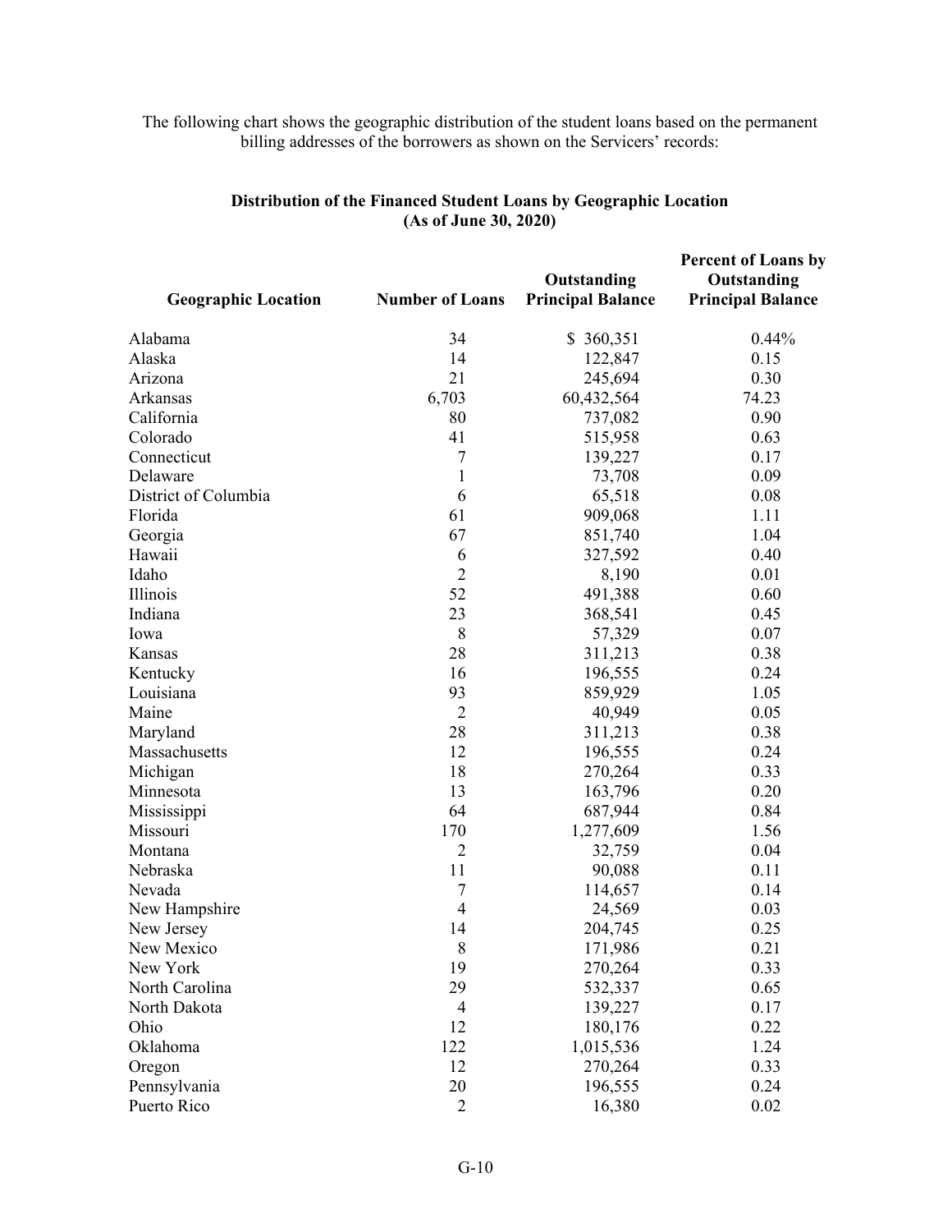The following chart shows the geographic distribution of the student loans based on the permanent billing addresses of the borrowers as shown on the Servicers' records:

**Distribution of the Financed Student Loans by Geographic Location (As of June 30, 2020)**

| Geographic Location | Number of Loans | Outstanding Principal Balance | Percent of Loans by Outstanding Principal Balance |
|---|---|---|---|
| Alabama | 34 | $ 360,351 | 0.44% |
| Alaska | 14 | 122,847 | 0.15 |
| Arizona | 21 | 245,694 | 0.30 |
| Arkansas | 6,703 | 60,432,564 | 74.23 |
| California | 80 | 737,082 | 0.90 |
| Colorado | 41 | 515,958 | 0.63 |
| Connecticut | 7 | 139,227 | 0.17 |
| Delaware | 1 | 73,708 | 0.09 |
| District of Columbia | 6 | 65,518 | 0.08 |
| Florida | 61 | 909,068 | 1.11 |
| Georgia | 67 | 851,740 | 1.04 |
| Hawaii | 6 | 327,592 | 0.40 |
| Idaho | 2 | 8,190 | 0.01 |
| Illinois | 52 | 491,388 | 0.60 |
| Indiana | 23 | 368,541 | 0.45 |
| Iowa | 8 | 57,329 | 0.07 |
| Kansas | 28 | 311,213 | 0.38 |
| Kentucky | 16 | 196,555 | 0.24 |
| Louisiana | 93 | 859,929 | 1.05 |
| Maine | 2 | 40,949 | 0.05 |
| Maryland | 28 | 311,213 | 0.38 |
| Massachusetts | 12 | 196,555 | 0.24 |
| Michigan | 18 | 270,264 | 0.33 |
| Minnesota | 13 | 163,796 | 0.20 |
| Mississippi | 64 | 687,944 | 0.84 |
| Missouri | 170 | 1,277,609 | 1.56 |
| Montana | 2 | 32,759 | 0.04 |
| Nebraska | 11 | 90,088 | 0.11 |
| Nevada | 7 | 114,657 | 0.14 |
| New Hampshire | 4 | 24,569 | 0.03 |
| New Jersey | 14 | 204,745 | 0.25 |
| New Mexico | 8 | 171,986 | 0.21 |
| New York | 19 | 270,264 | 0.33 |
| North Carolina | 29 | 532,337 | 0.65 |
| North Dakota | 4 | 139,227 | 0.17 |
| Ohio | 12 | 180,176 | 0.22 |
| Oklahoma | 122 | 1,015,536 | 1.24 |
| Oregon | 12 | 270,264 | 0.33 |
| Pennsylvania | 20 | 196,555 | 0.24 |
| Puerto Rico | 2 | 16,380 | 0.02 |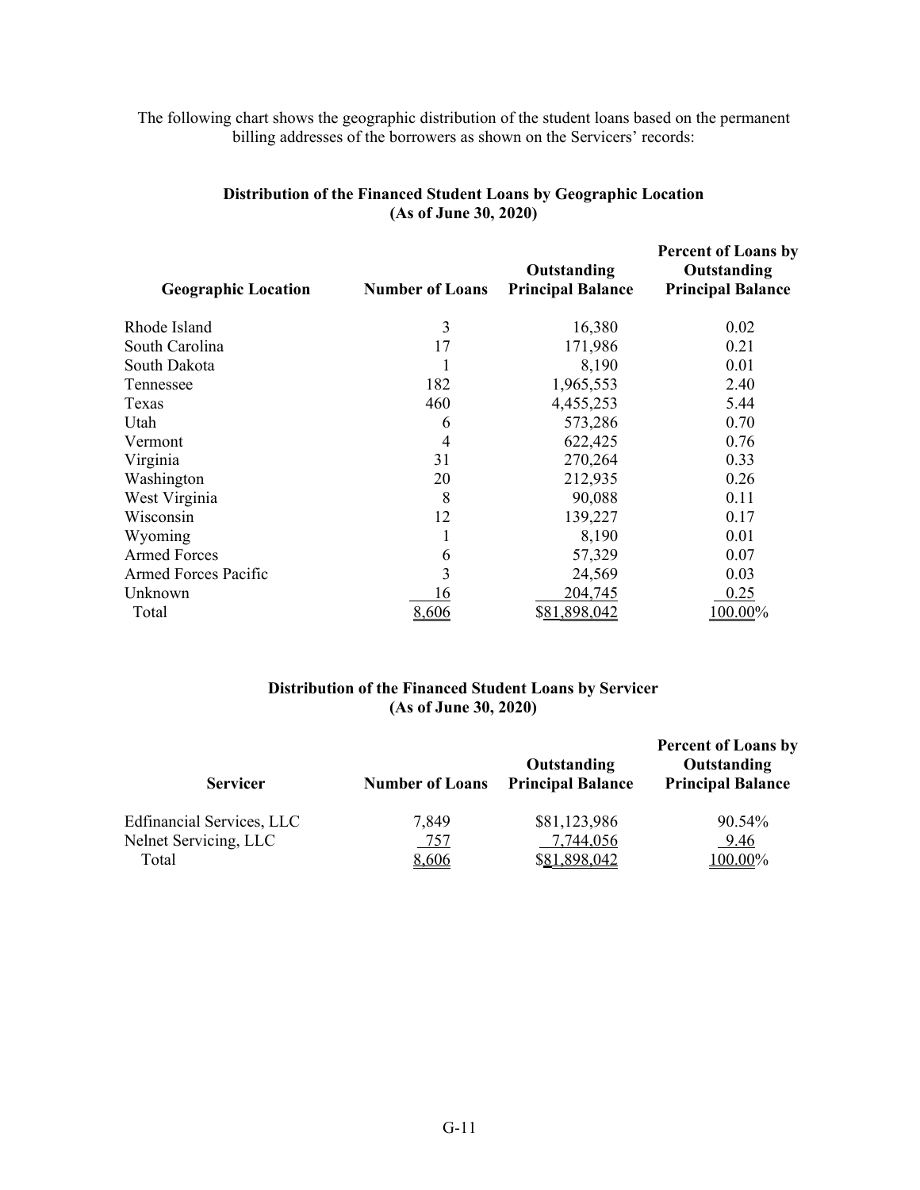The following chart shows the geographic distribution of the student loans based on the permanent billing addresses of the borrowers as shown on the Servicers' records:

**Distribution of the Financed Student Loans by Geographic Location**
**(As of June 30, 2020)**

| Geographic Location | Number of Loans | Outstanding Principal Balance | Percent of Loans by Outstanding Principal Balance |
|---|---|---|---|
| Rhode Island | 3 | 16,380 | 0.02 |
| South Carolina | 17 | 171,986 | 0.21 |
| South Dakota | 1 | 8,190 | 0.01 |
| Tennessee | 182 | 1,965,553 | 2.40 |
| Texas | 460 | 4,455,253 | 5.44 |
| Utah | 6 | 573,286 | 0.70 |
| Vermont | 4 | 622,425 | 0.76 |
| Virginia | 31 | 270,264 | 0.33 |
| Washington | 20 | 212,935 | 0.26 |
| West Virginia | 8 | 90,088 | 0.11 |
| Wisconsin | 12 | 139,227 | 0.17 |
| Wyoming | 1 | 8,190 | 0.01 |
| Armed Forces | 6 | 57,329 | 0.07 |
| Armed Forces Pacific | 3 | 24,569 | 0.03 |
| Unknown | 16 | 204,745 | 0.25 |
| Total | 8,606 | $81,898,042 | 100.00% |

**Distribution of the Financed Student Loans by Servicer**
**(As of June 30, 2020)**

| Servicer | Number of Loans | Outstanding Principal Balance | Percent of Loans by Outstanding Principal Balance |
|---|---|---|---|
| Edfinancial Services, LLC | 7,849 | $81,123,986 | 90.54% |
| Nelnet Servicing, LLC | 757 | 7,744,056 | 9.46 |
| Total | 8,606 | $81,898,042 | 100.00% |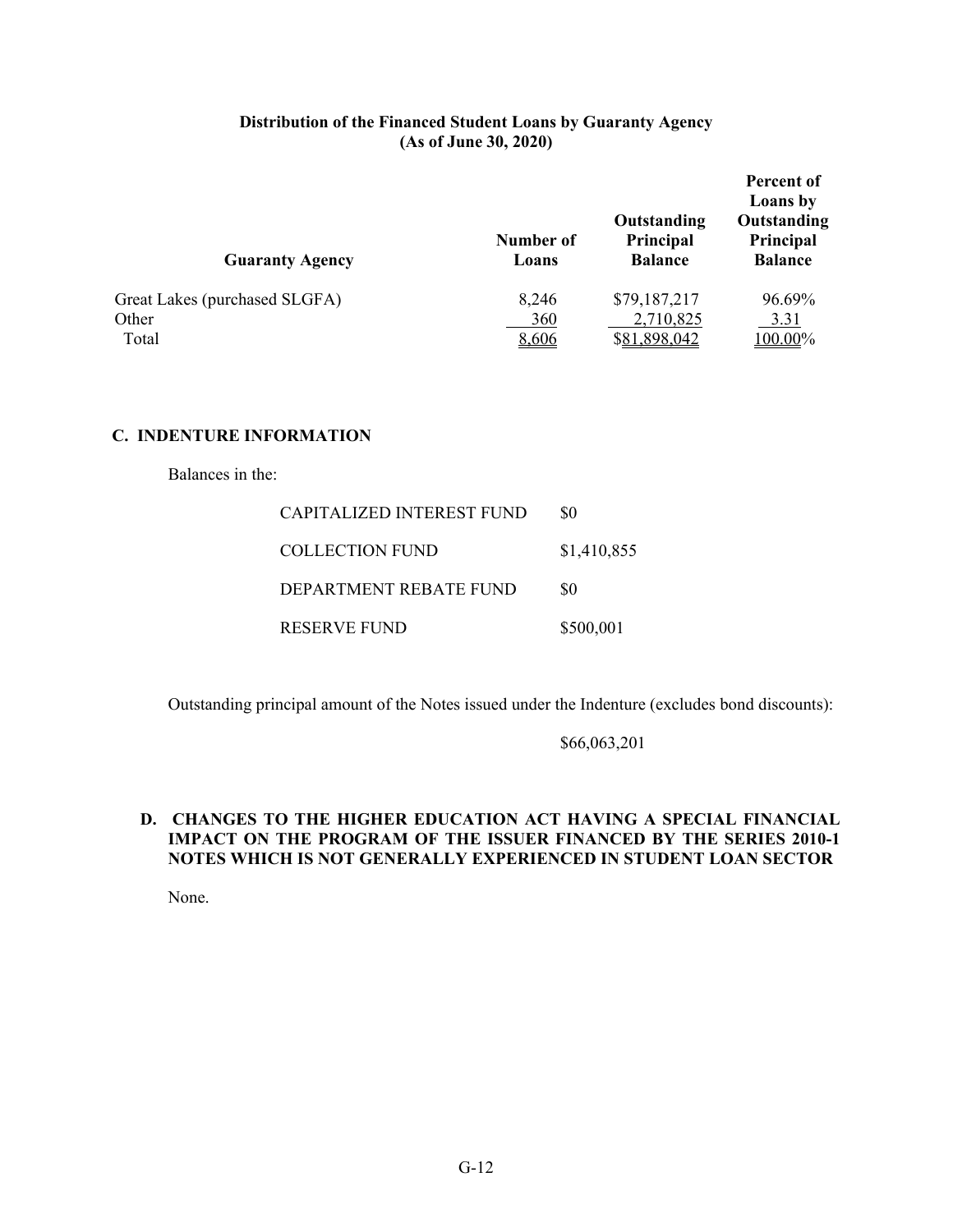**Distribution of the Financed Student Loans by Guaranty Agency**
**(As of June 30, 2020)**

| Guaranty Agency | Number of Loans | Outstanding Principal Balance | Percent of Loans by Outstanding Principal Balance |
|---|---|---|---|
| Great Lakes (purchased SLGFA) | 8,246 | $79,187,217 | 96.69% |
| Other | 360 | 2,710,825 | 3.31 |
| Total | 8,606 | $81,898,042 | 100.00% |

## C. INDENTURE INFORMATION

Balances in the:

| | |
|---|---|
| CAPITALIZED INTEREST FUND | $0 |
| COLLECTION FUND | $1,410,855 |
| DEPARTMENT REBATE FUND | $0 |
| RESERVE FUND | $500,001 |

Outstanding principal amount of the Notes issued under the Indenture (excludes bond discounts):

$66,063,201

## D. CHANGES TO THE HIGHER EDUCATION ACT HAVING A SPECIAL FINANCIAL IMPACT ON THE PROGRAM OF THE ISSUER FINANCED BY THE SERIES 2010-1 NOTES WHICH IS NOT GENERALLY EXPERIENCED IN STUDENT LOAN SECTOR

None.